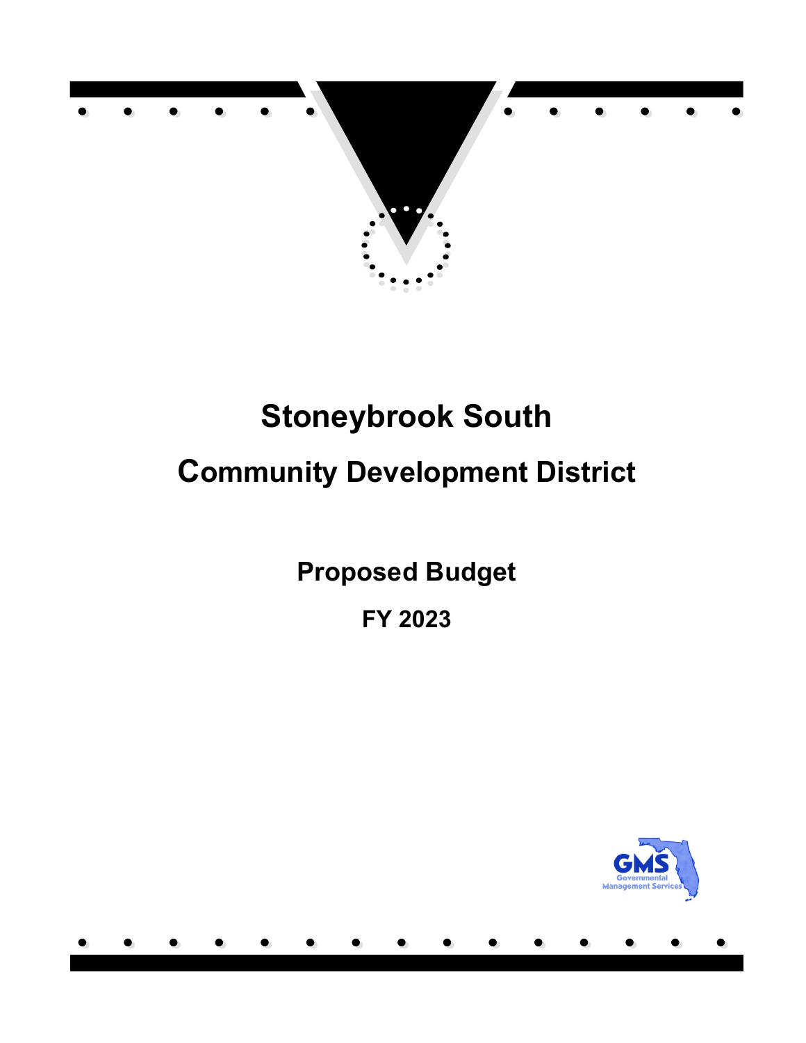# Stoneybrook South

# Community Development District

## Proposed Budget

## FY 2023

GMS
Governmental
Management Services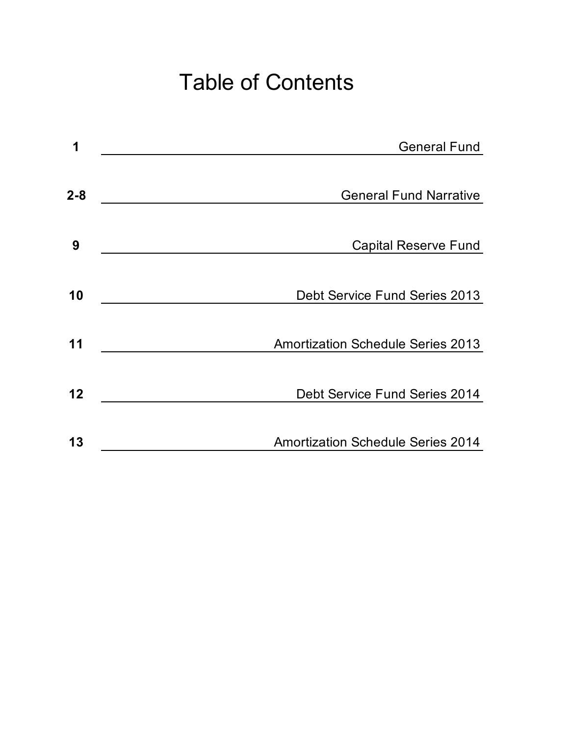# Table of Contents

| Page | Section |
|---|---|
| **1** | General Fund |
| **2-8** | General Fund Narrative |
| **9** | Capital Reserve Fund |
| **10** | Debt Service Fund Series 2013 |
| **11** | Amortization Schedule Series 2013 |
| **12** | Debt Service Fund Series 2014 |
| **13** | Amortization Schedule Series 2014 |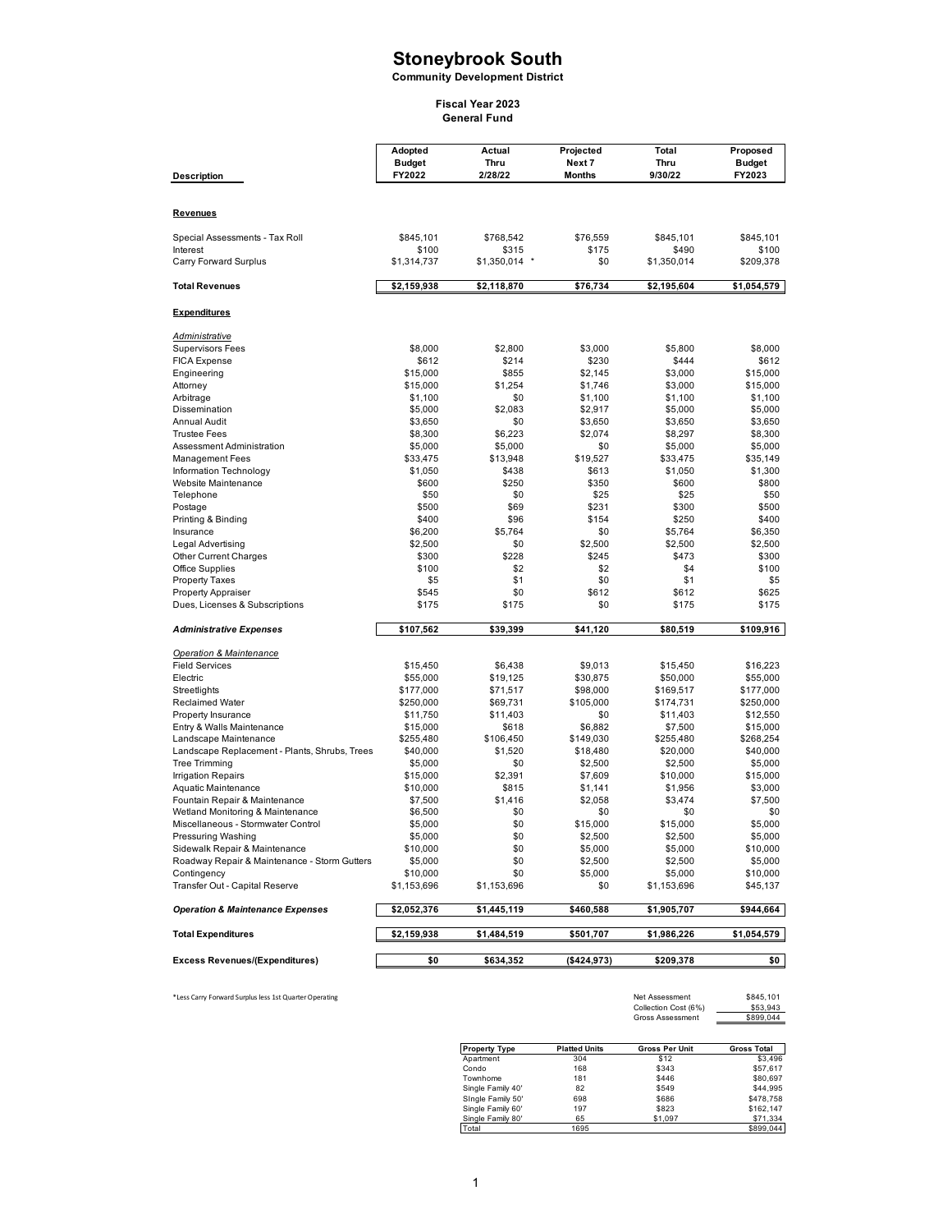# Stoneybrook South

**Community Development District**

**Fiscal Year 2023**
**General Fund**

| Description | Adopted Budget FY2022 | Actual Thru 2/28/22 | Projected Next 7 Months | Total Thru 9/30/22 | Proposed Budget FY2023 |
|---|---|---|---|---|---|
| **Revenues** | | | | | |
| Special Assessments - Tax Roll | $845,101 | $768,542 | $76,559 | $845,101 | $845,101 |
| Interest | $100 | $315 | $175 | $490 | $100 |
| Carry Forward Surplus | $1,314,737 | $1,350,014 * | $0 | $1,350,014 | $209,378 |
| **Total Revenues** | **$2,159,938** | **$2,118,870** | **$76,734** | **$2,195,604** | **$1,054,579** |
| **Expenditures** | | | | | |
| *Administrative* | | | | | |
| Supervisors Fees | $8,000 | $2,800 | $3,000 | $5,800 | $8,000 |
| FICA Expense | $612 | $214 | $230 | $444 | $612 |
| Engineering | $15,000 | $855 | $2,145 | $3,000 | $15,000 |
| Attorney | $15,000 | $1,254 | $1,746 | $3,000 | $15,000 |
| Arbitrage | $1,100 | $0 | $1,100 | $1,100 | $1,100 |
| Dissemination | $5,000 | $2,083 | $2,917 | $5,000 | $5,000 |
| Annual Audit | $3,650 | $0 | $3,650 | $3,650 | $3,650 |
| Trustee Fees | $8,300 | $6,223 | $2,074 | $8,297 | $8,300 |
| Assessment Administration | $5,000 | $5,000 | $0 | $5,000 | $5,000 |
| Management Fees | $33,475 | $13,948 | $19,527 | $33,475 | $35,149 |
| Information Technology | $1,050 | $438 | $613 | $1,050 | $1,300 |
| Website Maintenance | $600 | $250 | $350 | $600 | $800 |
| Telephone | $50 | $0 | $25 | $25 | $50 |
| Postage | $500 | $69 | $231 | $300 | $500 |
| Printing & Binding | $400 | $96 | $154 | $250 | $400 |
| Insurance | $6,200 | $5,764 | $0 | $5,764 | $6,350 |
| Legal Advertising | $2,500 | $0 | $2,500 | $2,500 | $2,500 |
| Other Current Charges | $300 | $228 | $245 | $473 | $300 |
| Office Supplies | $100 | $2 | $2 | $4 | $100 |
| Property Taxes | $5 | $1 | $0 | $1 | $5 |
| Property Appraiser | $545 | $0 | $612 | $612 | $625 |
| Dues, Licenses & Subscriptions | $175 | $175 | $0 | $175 | $175 |
| ***Administrative Expenses*** | **$107,562** | **$39,399** | **$41,120** | **$80,519** | **$109,916** |
| *Operation & Maintenance* | | | | | |
| Field Services | $15,450 | $6,438 | $9,013 | $15,450 | $16,223 |
| Electric | $55,000 | $19,125 | $30,875 | $50,000 | $55,000 |
| Streetlights | $177,000 | $71,517 | $98,000 | $169,517 | $177,000 |
| Reclaimed Water | $250,000 | $69,731 | $105,000 | $174,731 | $250,000 |
| Property Insurance | $11,750 | $11,403 | $0 | $11,403 | $12,550 |
| Entry & Walls Maintenance | $15,000 | $618 | $6,882 | $7,500 | $15,000 |
| Landscape Maintenance | $255,480 | $106,450 | $149,030 | $255,480 | $268,254 |
| Landscape Replacement - Plants, Shrubs, Trees | $40,000 | $1,520 | $18,480 | $20,000 | $40,000 |
| Tree Trimming | $5,000 | $0 | $2,500 | $2,500 | $5,000 |
| Irrigation Repairs | $15,000 | $2,391 | $7,609 | $10,000 | $15,000 |
| Aquatic Maintenance | $10,000 | $815 | $1,141 | $1,956 | $3,000 |
| Fountain Repair & Maintenance | $7,500 | $1,416 | $2,058 | $3,474 | $7,500 |
| Wetland Monitoring & Maintenance | $6,500 | $0 | $0 | $0 | $0 |
| Miscellaneous - Stormwater Control | $5,000 | $0 | $15,000 | $15,000 | $5,000 |
| Pressuring Washing | $5,000 | $0 | $2,500 | $2,500 | $5,000 |
| Sidewalk Repair & Maintenance | $10,000 | $0 | $5,000 | $5,000 | $10,000 |
| Roadway Repair & Maintenance - Storm Gutters | $5,000 | $0 | $2,500 | $2,500 | $5,000 |
| Contingency | $10,000 | $0 | $5,000 | $5,000 | $10,000 |
| Transfer Out - Capital Reserve | $1,153,696 | $1,153,696 | $0 | $1,153,696 | $45,137 |
| ***Operation & Maintenance Expenses*** | **$2,052,376** | **$1,445,119** | **$460,588** | **$1,905,707** | **$944,664** |
| **Total Expenditures** | **$2,159,938** | **$1,484,519** | **$501,707** | **$1,986,226** | **$1,054,579** |
| **Excess Revenues/(Expenditures)** | **$0** | **$634,352** | **($424,973)** | **$209,378** | **$0** |

*Less Carry Forward Surplus less 1st Quarter Operating

| | |
|---|---|
| Net Assessment | $845,101 |
| Collection Cost (6%) | $53,943 |
| Gross Assessment | $899,044 |

| Property Type | Platted Units | Gross Per Unit | Gross Total |
|---|---|---|---|
| Apartment | 304 | $12 | $3,496 |
| Condo | 168 | $343 | $57,617 |
| Townhome | 181 | $446 | $80,697 |
| Single Family 40' | 82 | $549 | $44,995 |
| SIngle Family 50' | 698 | $686 | $478,758 |
| Single Family 60' | 197 | $823 | $162,147 |
| Single Family 80' | 65 | $1,097 | $71,334 |
| Total | 1695 | | $899,044 |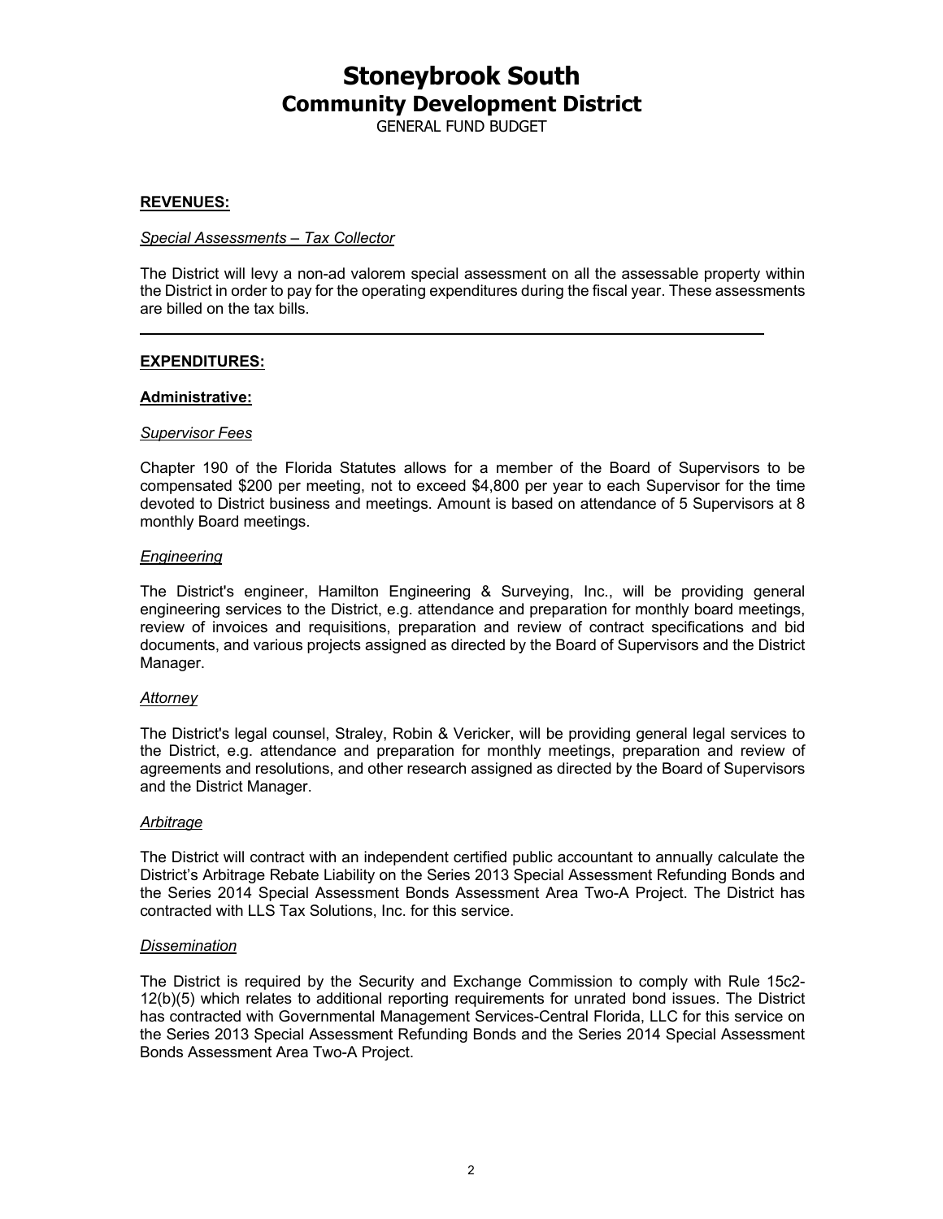# Stoneybrook South
## Community Development District
GENERAL FUND BUDGET

**REVENUES:**

*Special Assessments – Tax Collector*

The District will levy a non-ad valorem special assessment on all the assessable property within the District in order to pay for the operating expenditures during the fiscal year. These assessments are billed on the tax bills.

---

**EXPENDITURES:**

**Administrative:**

*Supervisor Fees*

Chapter 190 of the Florida Statutes allows for a member of the Board of Supervisors to be compensated $200 per meeting, not to exceed $4,800 per year to each Supervisor for the time devoted to District business and meetings. Amount is based on attendance of 5 Supervisors at 8 monthly Board meetings.

*Engineering*

The District's engineer, Hamilton Engineering & Surveying, Inc., will be providing general engineering services to the District, e.g. attendance and preparation for monthly board meetings, review of invoices and requisitions, preparation and review of contract specifications and bid documents, and various projects assigned as directed by the Board of Supervisors and the District Manager.

*Attorney*

The District's legal counsel, Straley, Robin & Vericker, will be providing general legal services to the District, e.g. attendance and preparation for monthly meetings, preparation and review of agreements and resolutions, and other research assigned as directed by the Board of Supervisors and the District Manager.

*Arbitrage*

The District will contract with an independent certified public accountant to annually calculate the District's Arbitrage Rebate Liability on the Series 2013 Special Assessment Refunding Bonds and the Series 2014 Special Assessment Bonds Assessment Area Two-A Project. The District has contracted with LLS Tax Solutions, Inc. for this service.

*Dissemination*

The District is required by the Security and Exchange Commission to comply with Rule 15c2-12(b)(5) which relates to additional reporting requirements for unrated bond issues. The District has contracted with Governmental Management Services-Central Florida, LLC for this service on the Series 2013 Special Assessment Refunding Bonds and the Series 2014 Special Assessment Bonds Assessment Area Two-A Project.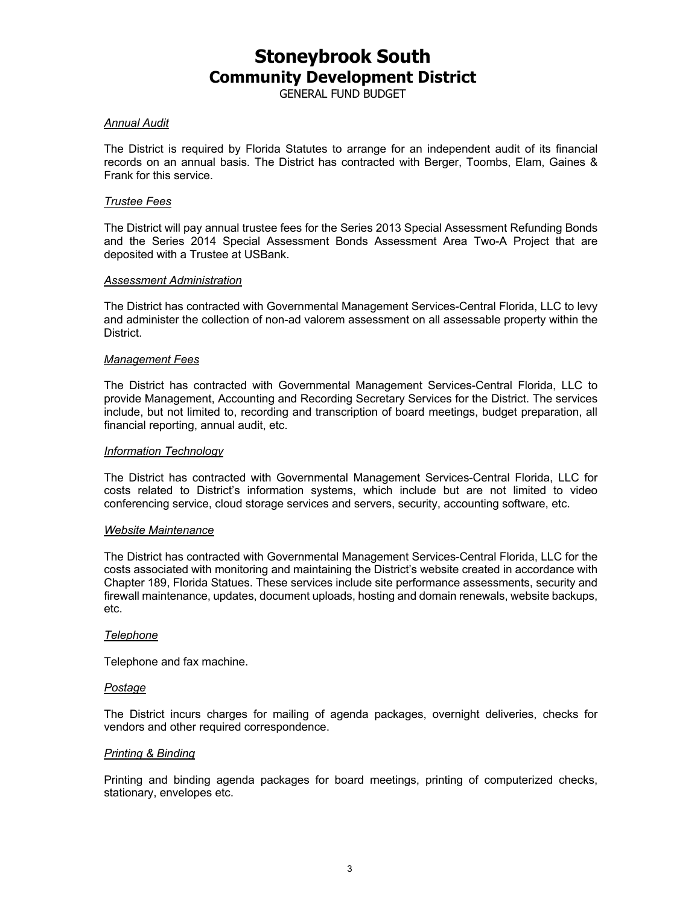# Stoneybrook South
## Community Development District

GENERAL FUND BUDGET

*Annual Audit*

The District is required by Florida Statutes to arrange for an independent audit of its financial records on an annual basis. The District has contracted with Berger, Toombs, Elam, Gaines & Frank for this service.

*Trustee Fees*

The District will pay annual trustee fees for the Series 2013 Special Assessment Refunding Bonds and the Series 2014 Special Assessment Bonds Assessment Area Two-A Project that are deposited with a Trustee at USBank.

*Assessment Administration*

The District has contracted with Governmental Management Services-Central Florida, LLC to levy and administer the collection of non-ad valorem assessment on all assessable property within the District.

*Management Fees*

The District has contracted with Governmental Management Services-Central Florida, LLC to provide Management, Accounting and Recording Secretary Services for the District. The services include, but not limited to, recording and transcription of board meetings, budget preparation, all financial reporting, annual audit, etc.

*Information Technology*

The District has contracted with Governmental Management Services-Central Florida, LLC for costs related to District's information systems, which include but are not limited to video conferencing service, cloud storage services and servers, security, accounting software, etc.

*Website Maintenance*

The District has contracted with Governmental Management Services-Central Florida, LLC for the costs associated with monitoring and maintaining the District's website created in accordance with Chapter 189, Florida Statues. These services include site performance assessments, security and firewall maintenance, updates, document uploads, hosting and domain renewals, website backups, etc.

*Telephone*

Telephone and fax machine.

*Postage*

The District incurs charges for mailing of agenda packages, overnight deliveries, checks for vendors and other required correspondence.

*Printing & Binding*

Printing and binding agenda packages for board meetings, printing of computerized checks, stationary, envelopes etc.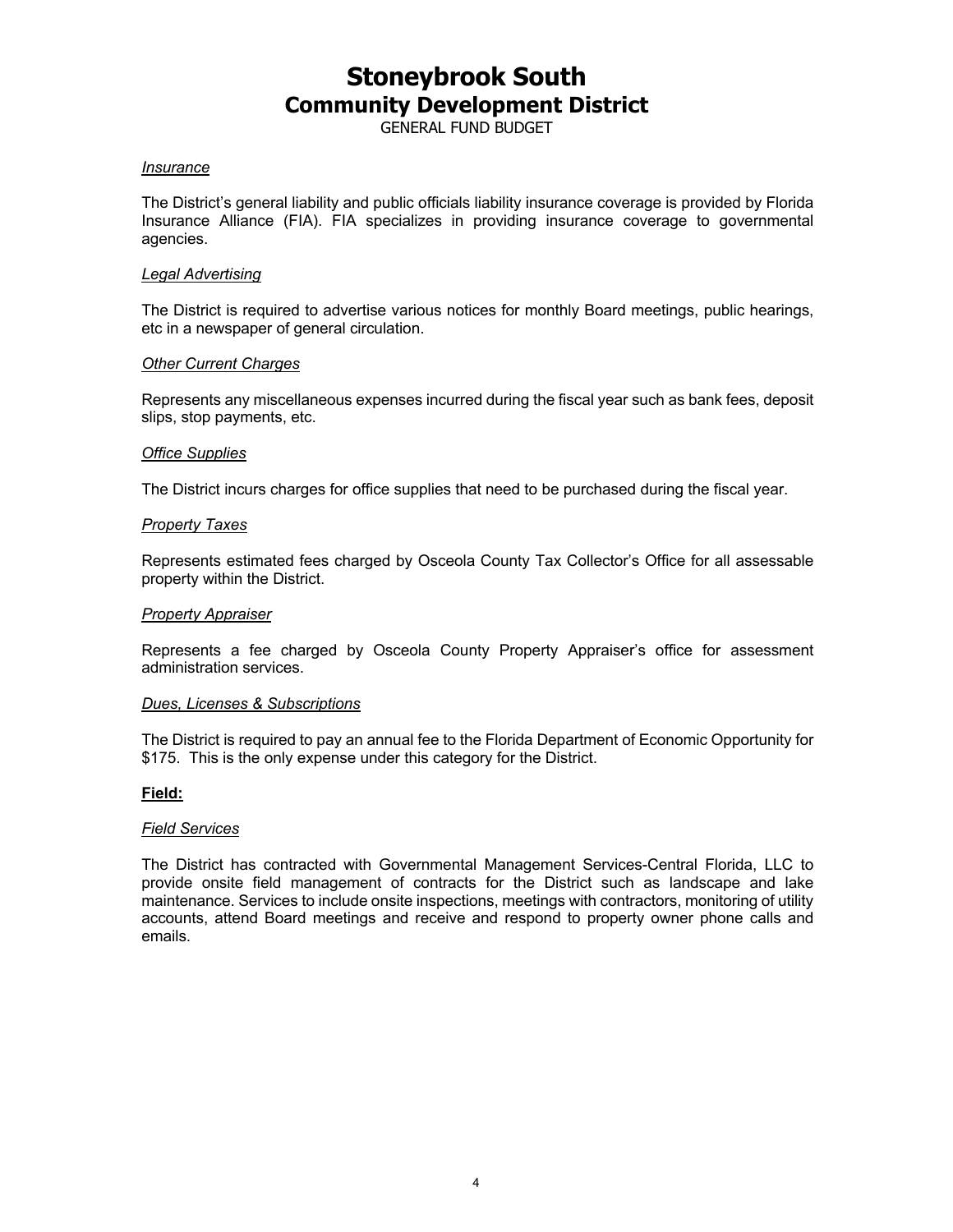# Stoneybrook South
## Community Development District
GENERAL FUND BUDGET

*Insurance*

The District's general liability and public officials liability insurance coverage is provided by Florida Insurance Alliance (FIA). FIA specializes in providing insurance coverage to governmental agencies.

*Legal Advertising*

The District is required to advertise various notices for monthly Board meetings, public hearings, etc in a newspaper of general circulation.

*Other Current Charges*

Represents any miscellaneous expenses incurred during the fiscal year such as bank fees, deposit slips, stop payments, etc.

*Office Supplies*

The District incurs charges for office supplies that need to be purchased during the fiscal year.

*Property Taxes*

Represents estimated fees charged by Osceola County Tax Collector's Office for all assessable property within the District.

*Property Appraiser*

Represents a fee charged by Osceola County Property Appraiser's office for assessment administration services.

*Dues, Licenses & Subscriptions*

The District is required to pay an annual fee to the Florida Department of Economic Opportunity for $175. This is the only expense under this category for the District.

**Field:**

*Field Services*

The District has contracted with Governmental Management Services-Central Florida, LLC to provide onsite field management of contracts for the District such as landscape and lake maintenance. Services to include onsite inspections, meetings with contractors, monitoring of utility accounts, attend Board meetings and receive and respond to property owner phone calls and emails.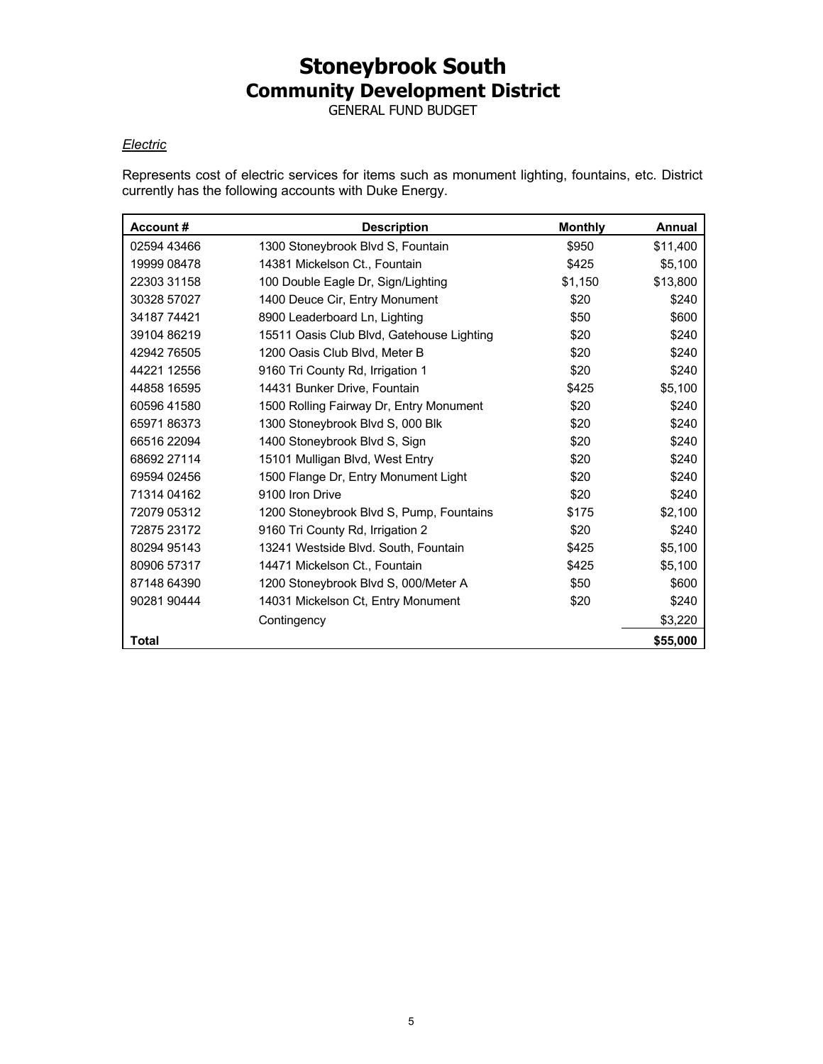# Stoneybrook South
## Community Development District
GENERAL FUND BUDGET

*Electric*

Represents cost of electric services for items such as monument lighting, fountains, etc. District currently has the following accounts with Duke Energy.

| Account # | Description | Monthly | Annual |
|---|---|---|---|
| 02594 43466 | 1300 Stoneybrook Blvd S, Fountain | $950 | $11,400 |
| 19999 08478 | 14381 Mickelson Ct., Fountain | $425 | $5,100 |
| 22303 31158 | 100 Double Eagle Dr, Sign/Lighting | $1,150 | $13,800 |
| 30328 57027 | 1400 Deuce Cir, Entry Monument | $20 | $240 |
| 34187 74421 | 8900 Leaderboard Ln, Lighting | $50 | $600 |
| 39104 86219 | 15511 Oasis Club Blvd, Gatehouse Lighting | $20 | $240 |
| 42942 76505 | 1200 Oasis Club Blvd, Meter B | $20 | $240 |
| 44221 12556 | 9160 Tri County Rd, Irrigation 1 | $20 | $240 |
| 44858 16595 | 14431 Bunker Drive, Fountain | $425 | $5,100 |
| 60596 41580 | 1500 Rolling Fairway Dr, Entry Monument | $20 | $240 |
| 65971 86373 | 1300 Stoneybrook Blvd S, 000 Blk | $20 | $240 |
| 66516 22094 | 1400 Stoneybrook Blvd S, Sign | $20 | $240 |
| 68692 27114 | 15101 Mulligan Blvd, West Entry | $20 | $240 |
| 69594 02456 | 1500 Flange Dr, Entry Monument Light | $20 | $240 |
| 71314 04162 | 9100 Iron Drive | $20 | $240 |
| 72079 05312 | 1200 Stoneybrook Blvd S, Pump, Fountains | $175 | $2,100 |
| 72875 23172 | 9160 Tri County Rd, Irrigation 2 | $20 | $240 |
| 80294 95143 | 13241 Westside Blvd. South, Fountain | $425 | $5,100 |
| 80906 57317 | 14471 Mickelson Ct., Fountain | $425 | $5,100 |
| 87148 64390 | 1200 Stoneybrook Blvd S, 000/Meter A | $50 | $600 |
| 90281 90444 | 14031 Mickelson Ct, Entry Monument | $20 | $240 |
| | Contingency | | $3,220 |
| **Total** | | | **$55,000** |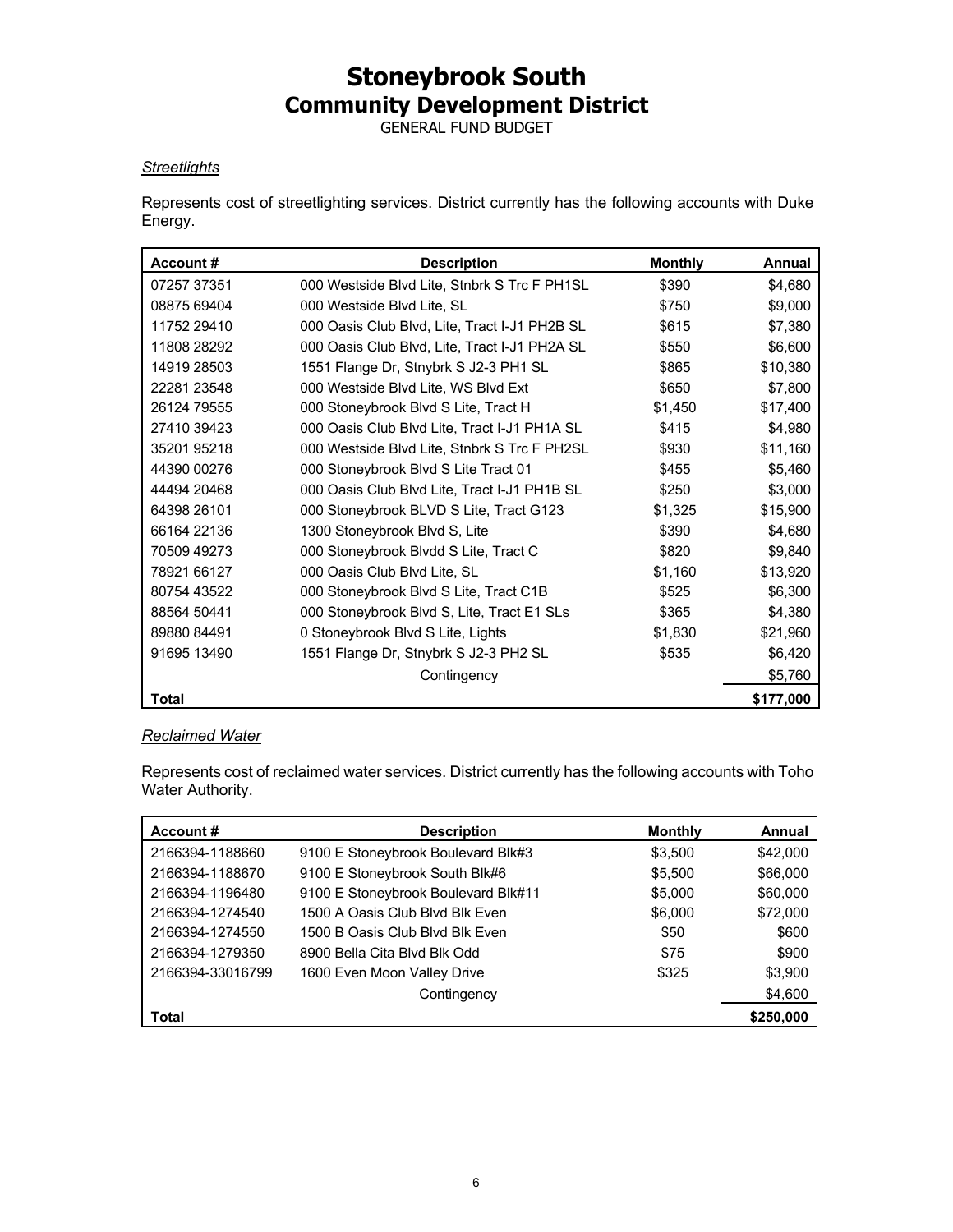# Stoneybrook South
## Community Development District
GENERAL FUND BUDGET

*Streetlights*

Represents cost of streetlighting services. District currently has the following accounts with Duke Energy.

| Account # | Description | Monthly | Annual |
|---|---|---|---|
| 07257 37351 | 000 Westside Blvd Lite, Stnbrk S Trc F PH1SL | $390 | $4,680 |
| 08875 69404 | 000 Westside Blvd Lite, SL | $750 | $9,000 |
| 11752 29410 | 000 Oasis Club Blvd, Lite, Tract I-J1 PH2B SL | $615 | $7,380 |
| 11808 28292 | 000 Oasis Club Blvd, Lite, Tract I-J1 PH2A SL | $550 | $6,600 |
| 14919 28503 | 1551 Flange Dr, Stnybrk S J2-3 PH1 SL | $865 | $10,380 |
| 22281 23548 | 000 Westside Blvd Lite, WS Blvd Ext | $650 | $7,800 |
| 26124 79555 | 000 Stoneybrook Blvd S Lite, Tract H | $1,450 | $17,400 |
| 27410 39423 | 000 Oasis Club Blvd Lite, Tract I-J1 PH1A SL | $415 | $4,980 |
| 35201 95218 | 000 Westside Blvd Lite, Stnbrk S Trc F PH2SL | $930 | $11,160 |
| 44390 00276 | 000 Stoneybrook Blvd S Lite Tract 01 | $455 | $5,460 |
| 44494 20468 | 000 Oasis Club Blvd Lite, Tract I-J1 PH1B SL | $250 | $3,000 |
| 64398 26101 | 000 Stoneybrook BLVD S Lite, Tract G123 | $1,325 | $15,900 |
| 66164 22136 | 1300 Stoneybrook Blvd S, Lite | $390 | $4,680 |
| 70509 49273 | 000 Stoneybrook Blvdd S Lite, Tract C | $820 | $9,840 |
| 78921 66127 | 000 Oasis Club Blvd Lite, SL | $1,160 | $13,920 |
| 80754 43522 | 000 Stoneybrook Blvd S Lite, Tract C1B | $525 | $6,300 |
| 88564 50441 | 000 Stoneybrook Blvd S, Lite, Tract E1 SLs | $365 | $4,380 |
| 89880 84491 | 0 Stoneybrook Blvd S Lite, Lights | $1,830 | $21,960 |
| 91695 13490 | 1551 Flange Dr, Stnybrk S J2-3 PH2 SL | $535 | $6,420 |
| | Contingency | | $5,760 |
| **Total** | | | **$177,000** |

*Reclaimed Water*

Represents cost of reclaimed water services. District currently has the following accounts with Toho Water Authority.

| Account # | Description | Monthly | Annual |
|---|---|---|---|
| 2166394-1188660 | 9100 E Stoneybrook Boulevard Blk#3 | $3,500 | $42,000 |
| 2166394-1188670 | 9100 E Stoneybrook South Blk#6 | $5,500 | $66,000 |
| 2166394-1196480 | 9100 E Stoneybrook Boulevard Blk#11 | $5,000 | $60,000 |
| 2166394-1274540 | 1500 A Oasis Club Blvd Blk Even | $6,000 | $72,000 |
| 2166394-1274550 | 1500 B Oasis Club Blvd Blk Even | $50 | $600 |
| 2166394-1279350 | 8900 Bella Cita Blvd Blk Odd | $75 | $900 |
| 2166394-33016799 | 1600 Even Moon Valley Drive | $325 | $3,900 |
| | Contingency | | $4,600 |
| **Total** | | | **$250,000** |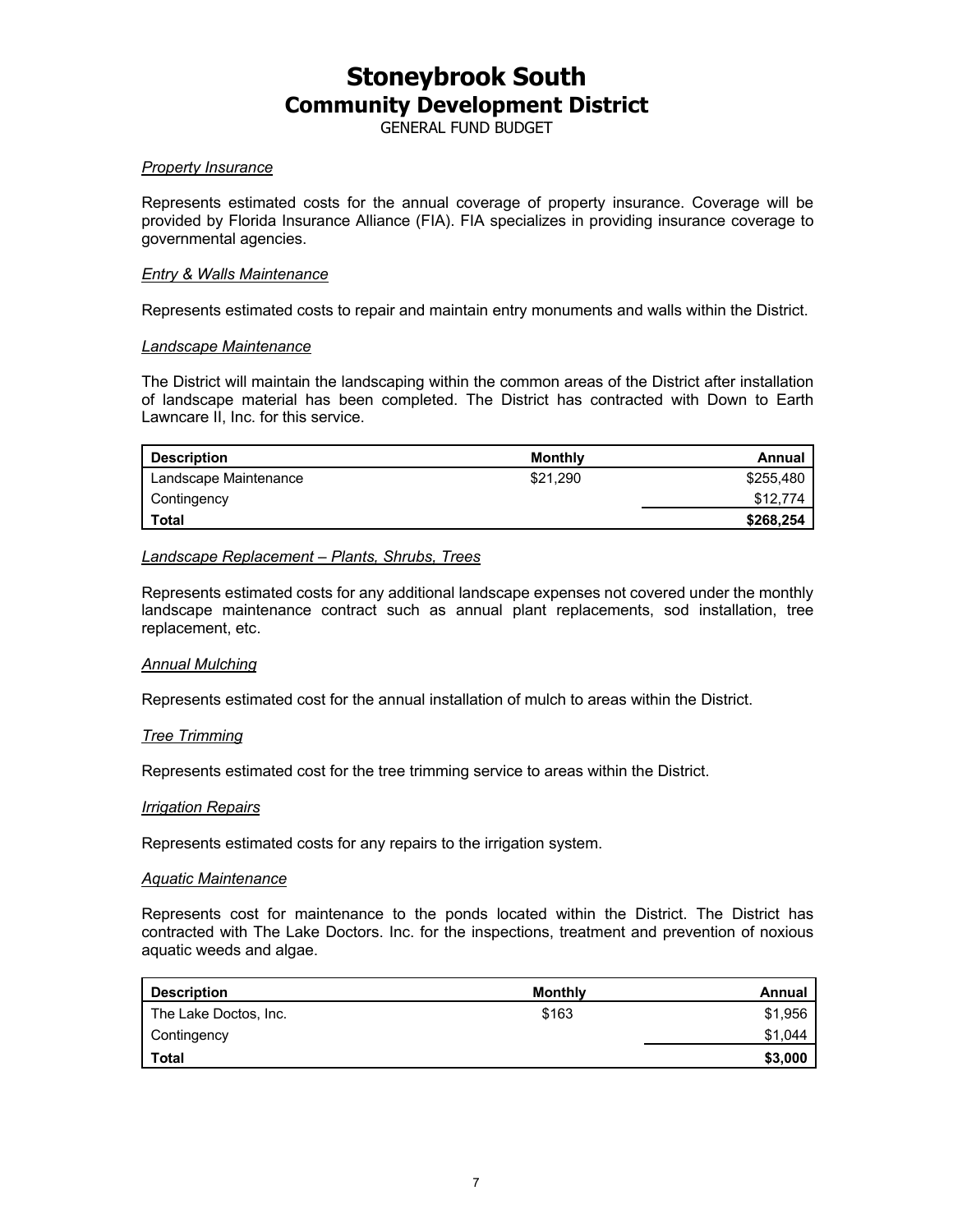# Stoneybrook South
## Community Development District
GENERAL FUND BUDGET

*Property Insurance*

Represents estimated costs for the annual coverage of property insurance. Coverage will be provided by Florida Insurance Alliance (FIA). FIA specializes in providing insurance coverage to governmental agencies.

*Entry & Walls Maintenance*

Represents estimated costs to repair and maintain entry monuments and walls within the District.

*Landscape Maintenance*

The District will maintain the landscaping within the common areas of the District after installation of landscape material has been completed. The District has contracted with Down to Earth Lawncare II, Inc. for this service.

| Description | Monthly | Annual |
|---|---|---|
| Landscape Maintenance | $21,290 | $255,480 |
| Contingency | | $12,774 |
| **Total** | | **$268,254** |

*Landscape Replacement – Plants, Shrubs, Trees*

Represents estimated costs for any additional landscape expenses not covered under the monthly landscape maintenance contract such as annual plant replacements, sod installation, tree replacement, etc.

*Annual Mulching*

Represents estimated cost for the annual installation of mulch to areas within the District.

*Tree Trimming*

Represents estimated cost for the tree trimming service to areas within the District.

*Irrigation Repairs*

Represents estimated costs for any repairs to the irrigation system.

*Aquatic Maintenance*

Represents cost for maintenance to the ponds located within the District. The District has contracted with The Lake Doctors. Inc. for the inspections, treatment and prevention of noxious aquatic weeds and algae.

| Description | Monthly | Annual |
|---|---|---|
| The Lake Doctos, Inc. | $163 | $1,956 |
| Contingency | | $1,044 |
| **Total** | | **$3,000** |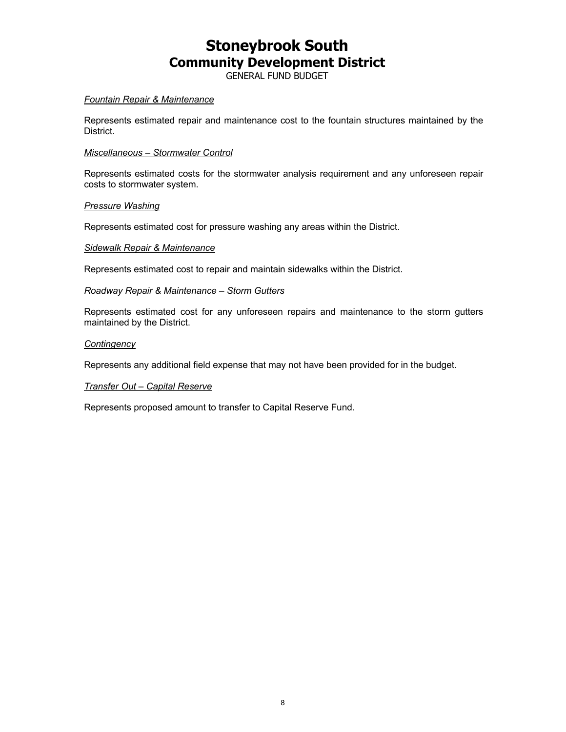# Stoneybrook South

## Community Development District

GENERAL FUND BUDGET

*Fountain Repair & Maintenance*

Represents estimated repair and maintenance cost to the fountain structures maintained by the District.

*Miscellaneous – Stormwater Control*

Represents estimated costs for the stormwater analysis requirement and any unforeseen repair costs to stormwater system.

*Pressure Washing*

Represents estimated cost for pressure washing any areas within the District.

*Sidewalk Repair & Maintenance*

Represents estimated cost to repair and maintain sidewalks within the District.

*Roadway Repair & Maintenance – Storm Gutters*

Represents estimated cost for any unforeseen repairs and maintenance to the storm gutters maintained by the District.

*Contingency*

Represents any additional field expense that may not have been provided for in the budget.

*Transfer Out – Capital Reserve*

Represents proposed amount to transfer to Capital Reserve Fund.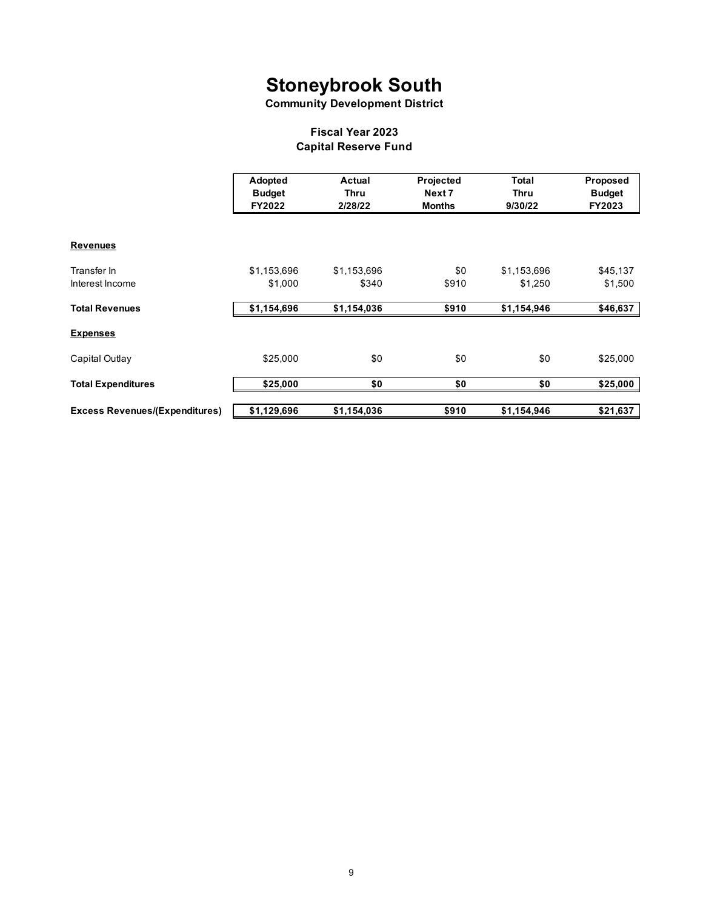# Stoneybrook South

**Community Development District**

### Fiscal Year 2023
### Capital Reserve Fund

| | Adopted Budget FY2022 | Actual Thru 2/28/22 | Projected Next 7 Months | Total Thru 9/30/22 | Proposed Budget FY2023 |
|---|---|---|---|---|---|
| **Revenues** | | | | | |
| Transfer In | $1,153,696 | $1,153,696 | $0 | $1,153,696 | $45,137 |
| Interest Income | $1,000 | $340 | $910 | $1,250 | $1,500 |
| **Total Revenues** | **$1,154,696** | **$1,154,036** | **$910** | **$1,154,946** | **$46,637** |
| **Expenses** | | | | | |
| Capital Outlay | $25,000 | $0 | $0 | $0 | $25,000 |
| **Total Expenditures** | **$25,000** | **$0** | **$0** | **$0** | **$25,000** |
| **Excess Revenues/(Expenditures)** | **$1,129,696** | **$1,154,036** | **$910** | **$1,154,946** | **$21,637** |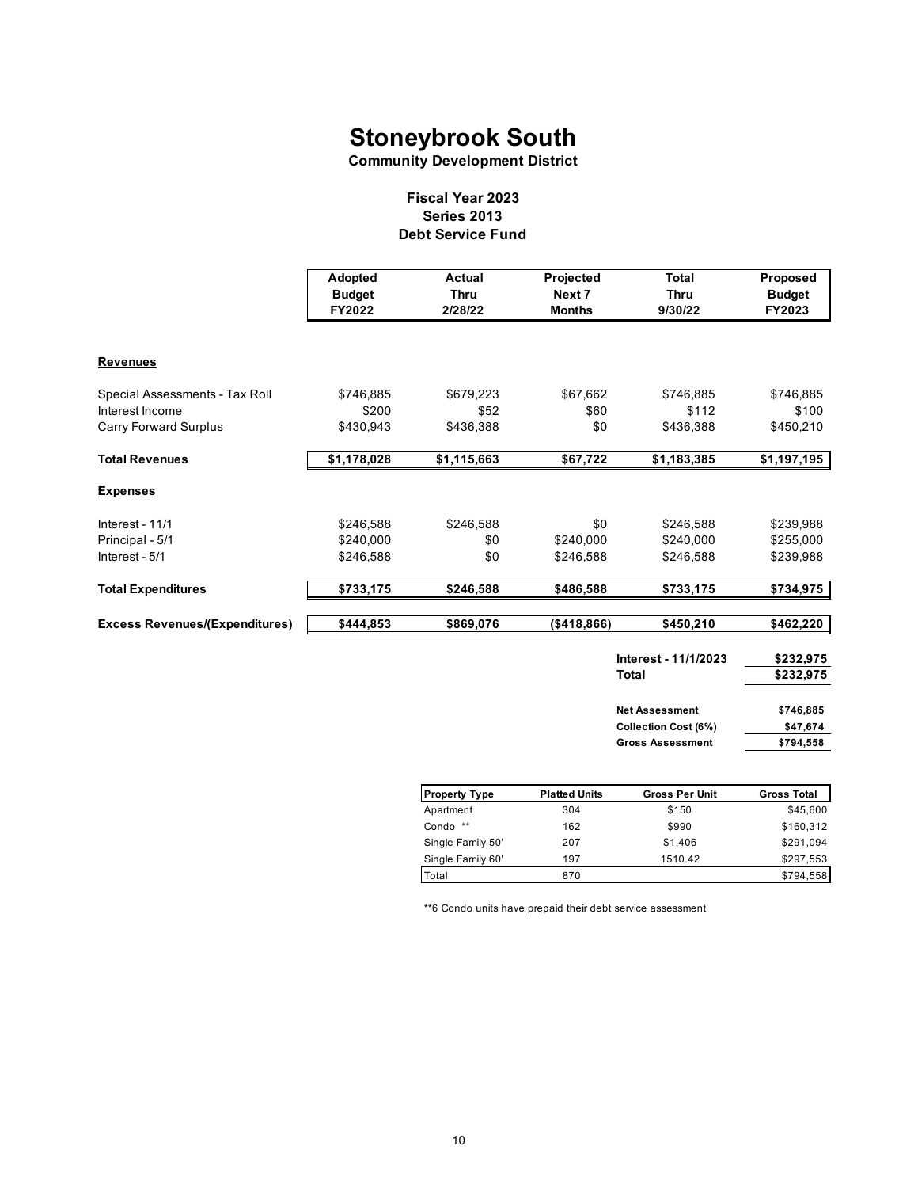# Stoneybrook South

**Community Development District**

### Fiscal Year 2023
### Series 2013
### Debt Service Fund

| | Adopted Budget FY2022 | Actual Thru 2/28/22 | Projected Next 7 Months | Total Thru 9/30/22 | Proposed Budget FY2023 |
|---|---|---|---|---|---|
| **Revenues** | | | | | |
| Special Assessments - Tax Roll | $746,885 | $679,223 | $67,662 | $746,885 | $746,885 |
| Interest Income | $200 | $52 | $60 | $112 | $100 |
| Carry Forward Surplus | $430,943 | $436,388 | $0 | $436,388 | $450,210 |
| **Total Revenues** | **$1,178,028** | **$1,115,663** | **$67,722** | **$1,183,385** | **$1,197,195** |
| **Expenses** | | | | | |
| Interest - 11/1 | $246,588 | $246,588 | $0 | $246,588 | $239,988 |
| Principal - 5/1 | $240,000 | $0 | $240,000 | $240,000 | $255,000 |
| Interest - 5/1 | $246,588 | $0 | $246,588 | $246,588 | $239,988 |
| **Total Expenditures** | **$733,175** | **$246,588** | **$486,588** | **$733,175** | **$734,975** |
| **Excess Revenues/(Expenditures)** | **$444,853** | **$869,076** | **($418,866)** | **$450,210** | **$462,220** |

| | |
|---|---|
| **Interest - 11/1/2023** | **$232,975** |
| **Total** | **$232,975** |

| | |
|---|---|
| **Net Assessment** | **$746,885** |
| **Collection Cost (6%)** | **$47,674** |
| **Gross Assessment** | **$794,558** |

| Property Type | Platted Units | Gross Per Unit | Gross Total |
|---|---|---|---|
| Apartment | 304 | $150 | $45,600 |
| Condo ** | 162 | $990 | $160,312 |
| Single Family 50' | 207 | $1,406 | $291,094 |
| Single Family 60' | 197 | 1510.42 | $297,553 |
| Total | 870 | | $794,558 |

**6 Condo units have prepaid their debt service assessment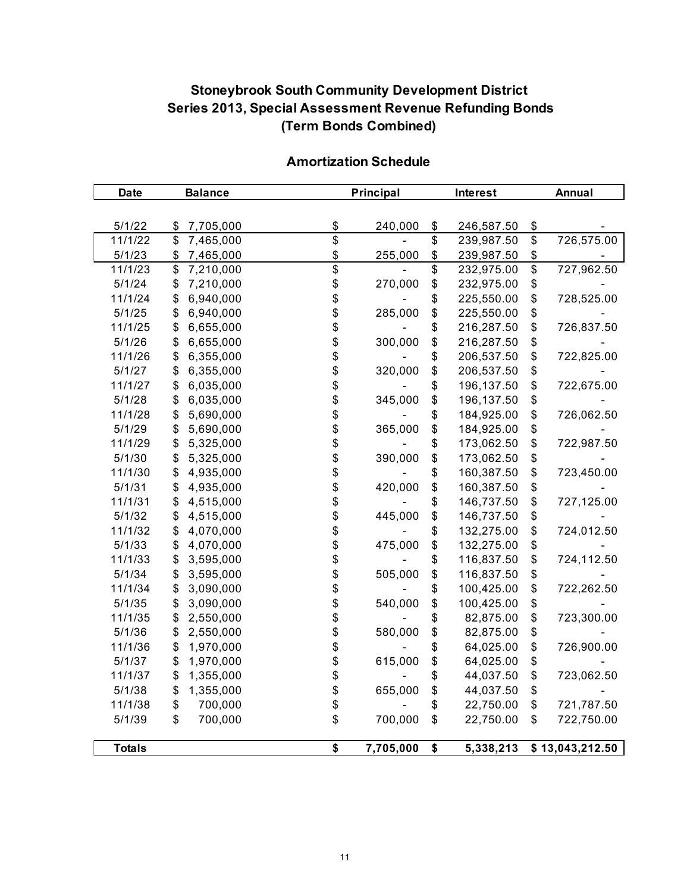# Stoneybrook South Community Development District
# Series 2013, Special Assessment Revenue Refunding Bonds
# (Term Bonds Combined)

## Amortization Schedule

| Date | Balance | Principal | Interest | Annual |
|---|---|---|---|---|
| 5/1/22 | $ 7,705,000 | $ 240,000 | $ 246,587.50 | $ - |
| 11/1/22 | $ 7,465,000 | $ - | $ 239,987.50 | $ 726,575.00 |
| 5/1/23 | $ 7,465,000 | $ 255,000 | $ 239,987.50 | $ - |
| 11/1/23 | $ 7,210,000 | $ - | $ 232,975.00 | $ 727,962.50 |
| 5/1/24 | $ 7,210,000 | $ 270,000 | $ 232,975.00 | $ - |
| 11/1/24 | $ 6,940,000 | $ - | $ 225,550.00 | $ 728,525.00 |
| 5/1/25 | $ 6,940,000 | $ 285,000 | $ 225,550.00 | $ - |
| 11/1/25 | $ 6,655,000 | $ - | $ 216,287.50 | $ 726,837.50 |
| 5/1/26 | $ 6,655,000 | $ 300,000 | $ 216,287.50 | $ - |
| 11/1/26 | $ 6,355,000 | $ - | $ 206,537.50 | $ 722,825.00 |
| 5/1/27 | $ 6,355,000 | $ 320,000 | $ 206,537.50 | $ - |
| 11/1/27 | $ 6,035,000 | $ - | $ 196,137.50 | $ 722,675.00 |
| 5/1/28 | $ 6,035,000 | $ 345,000 | $ 196,137.50 | $ - |
| 11/1/28 | $ 5,690,000 | $ - | $ 184,925.00 | $ 726,062.50 |
| 5/1/29 | $ 5,690,000 | $ 365,000 | $ 184,925.00 | $ - |
| 11/1/29 | $ 5,325,000 | $ - | $ 173,062.50 | $ 722,987.50 |
| 5/1/30 | $ 5,325,000 | $ 390,000 | $ 173,062.50 | $ - |
| 11/1/30 | $ 4,935,000 | $ - | $ 160,387.50 | $ 723,450.00 |
| 5/1/31 | $ 4,935,000 | $ 420,000 | $ 160,387.50 | $ - |
| 11/1/31 | $ 4,515,000 | $ - | $ 146,737.50 | $ 727,125.00 |
| 5/1/32 | $ 4,515,000 | $ 445,000 | $ 146,737.50 | $ - |
| 11/1/32 | $ 4,070,000 | $ - | $ 132,275.00 | $ 724,012.50 |
| 5/1/33 | $ 4,070,000 | $ 475,000 | $ 132,275.00 | $ - |
| 11/1/33 | $ 3,595,000 | $ - | $ 116,837.50 | $ 724,112.50 |
| 5/1/34 | $ 3,595,000 | $ 505,000 | $ 116,837.50 | $ - |
| 11/1/34 | $ 3,090,000 | $ - | $ 100,425.00 | $ 722,262.50 |
| 5/1/35 | $ 3,090,000 | $ 540,000 | $ 100,425.00 | $ - |
| 11/1/35 | $ 2,550,000 | $ - | $ 82,875.00 | $ 723,300.00 |
| 5/1/36 | $ 2,550,000 | $ 580,000 | $ 82,875.00 | $ - |
| 11/1/36 | $ 1,970,000 | $ - | $ 64,025.00 | $ 726,900.00 |
| 5/1/37 | $ 1,970,000 | $ 615,000 | $ 64,025.00 | $ - |
| 11/1/37 | $ 1,355,000 | $ - | $ 44,037.50 | $ 723,062.50 |
| 5/1/38 | $ 1,355,000 | $ 655,000 | $ 44,037.50 | $ - |
| 11/1/38 | $ 700,000 | $ - | $ 22,750.00 | $ 721,787.50 |
| 5/1/39 | $ 700,000 | $ 700,000 | $ 22,750.00 | $ 722,750.00 |
| **Totals** | | **$ 7,705,000** | **$ 5,338,213** | **$ 13,043,212.50** |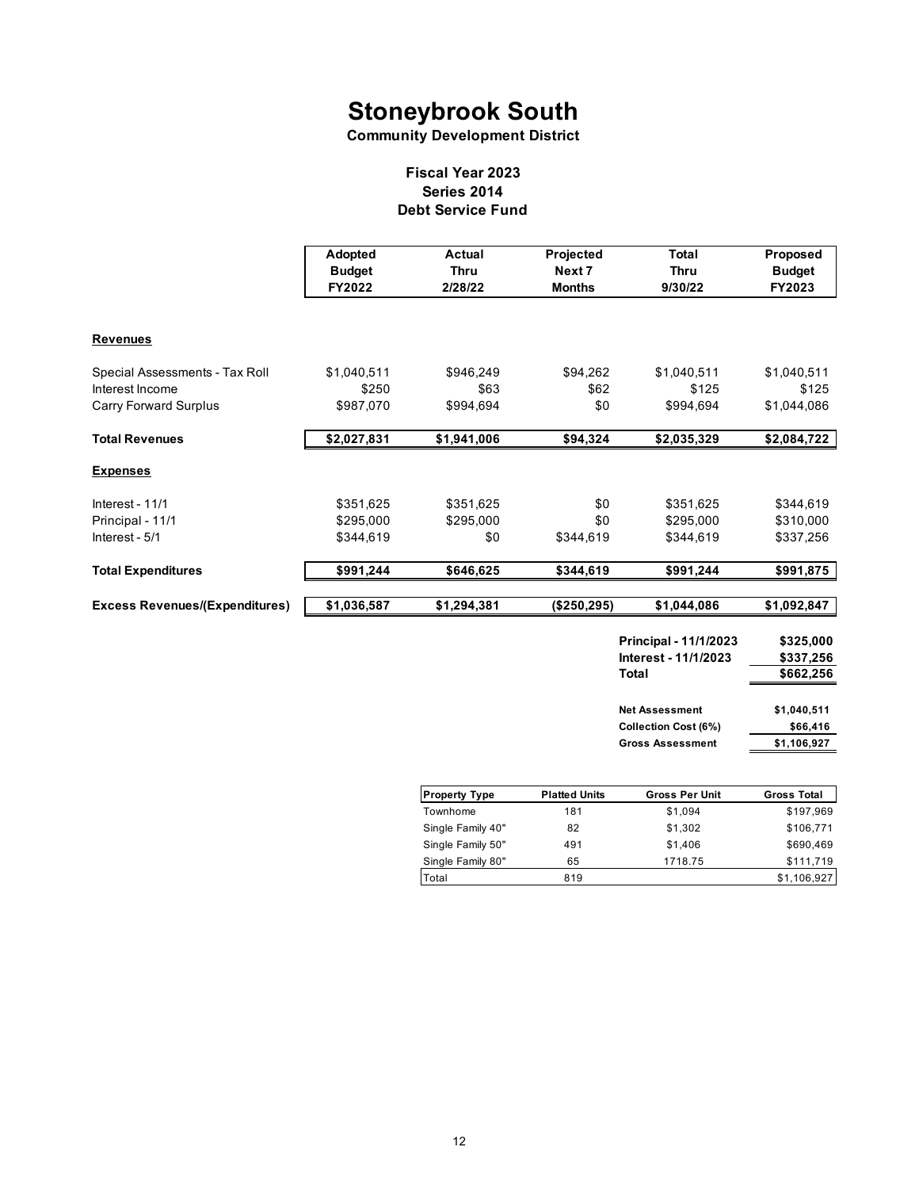# Stoneybrook South

**Community Development District**

### Fiscal Year 2023
### Series 2014
### Debt Service Fund

| | Adopted Budget FY2022 | Actual Thru 2/28/22 | Projected Next 7 Months | Total Thru 9/30/22 | Proposed Budget FY2023 |
|---|---|---|---|---|---|
| **Revenues** | | | | | |
| Special Assessments - Tax Roll | $1,040,511 | $946,249 | $94,262 | $1,040,511 | $1,040,511 |
| Interest Income | $250 | $63 | $62 | $125 | $125 |
| Carry Forward Surplus | $987,070 | $994,694 | $0 | $994,694 | $1,044,086 |
| **Total Revenues** | **$2,027,831** | **$1,941,006** | **$94,324** | **$2,035,329** | **$2,084,722** |
| **Expenses** | | | | | |
| Interest - 11/1 | $351,625 | $351,625 | $0 | $351,625 | $344,619 |
| Principal - 11/1 | $295,000 | $295,000 | $0 | $295,000 | $310,000 |
| Interest - 5/1 | $344,619 | $0 | $344,619 | $344,619 | $337,256 |
| **Total Expenditures** | **$991,244** | **$646,625** | **$344,619** | **$991,244** | **$991,875** |
| **Excess Revenues/(Expenditures)** | **$1,036,587** | **$1,294,381** | **($250,295)** | **$1,044,086** | **$1,092,847** |

| | |
|---|---|
| **Principal - 11/1/2023** | **$325,000** |
| **Interest - 11/1/2023** | **$337,256** |
| **Total** | **$662,256** |

| | |
|---|---|
| **Net Assessment** | **$1,040,511** |
| **Collection Cost (6%)** | **$66,416** |
| **Gross Assessment** | **$1,106,927** |

| Property Type | Platted Units | Gross Per Unit | Gross Total |
|---|---|---|---|
| Townhome | 181 | $1,094 | $197,969 |
| Single Family 40" | 82 | $1,302 | $106,771 |
| Single Family 50" | 491 | $1,406 | $690,469 |
| Single Family 80" | 65 | 1718.75 | $111,719 |
| Total | 819 | | $1,106,927 |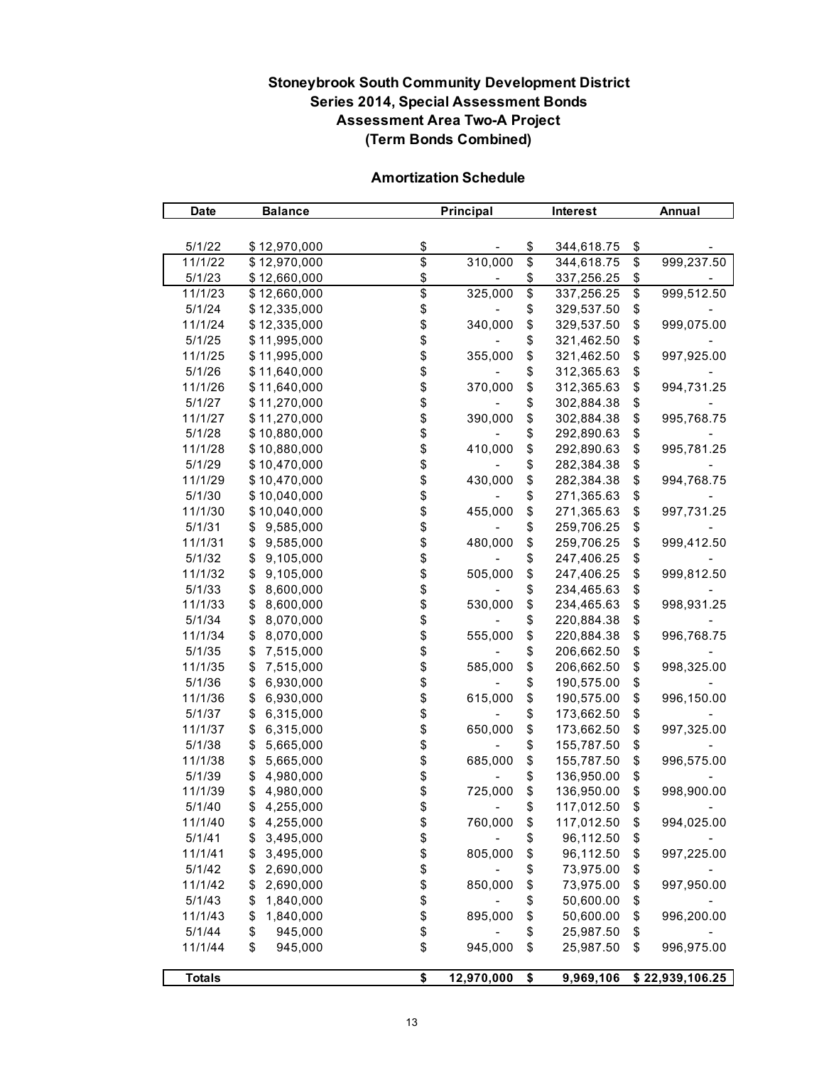## Stoneybrook South Community Development District
## Series 2014, Special Assessment Bonds
## Assessment Area Two-A Project
## (Term Bonds Combined)

### Amortization Schedule

| Date | Balance | Principal | Interest | Annual |
|---|---|---|---|---|
| 5/1/22 | $ 12,970,000 | $ - | $ 344,618.75 | $ - |
| 11/1/22 | $ 12,970,000 | $ 310,000 | $ 344,618.75 | $ 999,237.50 |
| 5/1/23 | $ 12,660,000 | $ - | $ 337,256.25 | $ - |
| 11/1/23 | $ 12,660,000 | $ 325,000 | $ 337,256.25 | $ 999,512.50 |
| 5/1/24 | $ 12,335,000 | $ - | $ 329,537.50 | $ - |
| 11/1/24 | $ 12,335,000 | $ 340,000 | $ 329,537.50 | $ 999,075.00 |
| 5/1/25 | $ 11,995,000 | $ - | $ 321,462.50 | $ - |
| 11/1/25 | $ 11,995,000 | $ 355,000 | $ 321,462.50 | $ 997,925.00 |
| 5/1/26 | $ 11,640,000 | $ - | $ 312,365.63 | $ - |
| 11/1/26 | $ 11,640,000 | $ 370,000 | $ 312,365.63 | $ 994,731.25 |
| 5/1/27 | $ 11,270,000 | $ - | $ 302,884.38 | $ - |
| 11/1/27 | $ 11,270,000 | $ 390,000 | $ 302,884.38 | $ 995,768.75 |
| 5/1/28 | $ 10,880,000 | $ - | $ 292,890.63 | $ - |
| 11/1/28 | $ 10,880,000 | $ 410,000 | $ 292,890.63 | $ 995,781.25 |
| 5/1/29 | $ 10,470,000 | $ - | $ 282,384.38 | $ - |
| 11/1/29 | $ 10,470,000 | $ 430,000 | $ 282,384.38 | $ 994,768.75 |
| 5/1/30 | $ 10,040,000 | $ - | $ 271,365.63 | $ - |
| 11/1/30 | $ 10,040,000 | $ 455,000 | $ 271,365.63 | $ 997,731.25 |
| 5/1/31 | $ 9,585,000 | $ - | $ 259,706.25 | $ - |
| 11/1/31 | $ 9,585,000 | $ 480,000 | $ 259,706.25 | $ 999,412.50 |
| 5/1/32 | $ 9,105,000 | $ - | $ 247,406.25 | $ - |
| 11/1/32 | $ 9,105,000 | $ 505,000 | $ 247,406.25 | $ 999,812.50 |
| 5/1/33 | $ 8,600,000 | $ - | $ 234,465.63 | $ - |
| 11/1/33 | $ 8,600,000 | $ 530,000 | $ 234,465.63 | $ 998,931.25 |
| 5/1/34 | $ 8,070,000 | $ - | $ 220,884.38 | $ - |
| 11/1/34 | $ 8,070,000 | $ 555,000 | $ 220,884.38 | $ 996,768.75 |
| 5/1/35 | $ 7,515,000 | $ - | $ 206,662.50 | $ - |
| 11/1/35 | $ 7,515,000 | $ 585,000 | $ 206,662.50 | $ 998,325.00 |
| 5/1/36 | $ 6,930,000 | $ - | $ 190,575.00 | $ - |
| 11/1/36 | $ 6,930,000 | $ 615,000 | $ 190,575.00 | $ 996,150.00 |
| 5/1/37 | $ 6,315,000 | $ - | $ 173,662.50 | $ - |
| 11/1/37 | $ 6,315,000 | $ 650,000 | $ 173,662.50 | $ 997,325.00 |
| 5/1/38 | $ 5,665,000 | $ - | $ 155,787.50 | $ - |
| 11/1/38 | $ 5,665,000 | $ 685,000 | $ 155,787.50 | $ 996,575.00 |
| 5/1/39 | $ 4,980,000 | $ - | $ 136,950.00 | $ - |
| 11/1/39 | $ 4,980,000 | $ 725,000 | $ 136,950.00 | $ 998,900.00 |
| 5/1/40 | $ 4,255,000 | $ - | $ 117,012.50 | $ - |
| 11/1/40 | $ 4,255,000 | $ 760,000 | $ 117,012.50 | $ 994,025.00 |
| 5/1/41 | $ 3,495,000 | $ - | $ 96,112.50 | $ - |
| 11/1/41 | $ 3,495,000 | $ 805,000 | $ 96,112.50 | $ 997,225.00 |
| 5/1/42 | $ 2,690,000 | $ - | $ 73,975.00 | $ - |
| 11/1/42 | $ 2,690,000 | $ 850,000 | $ 73,975.00 | $ 997,950.00 |
| 5/1/43 | $ 1,840,000 | $ - | $ 50,600.00 | $ - |
| 11/1/43 | $ 1,840,000 | $ 895,000 | $ 50,600.00 | $ 996,200.00 |
| 5/1/44 | $ 945,000 | $ - | $ 25,987.50 | $ - |
| 11/1/44 | $ 945,000 | $ 945,000 | $ 25,987.50 | $ 996,975.00 |
| **Totals** | | **$ 12,970,000** | **$ 9,969,106** | **$ 22,939,106.25** |